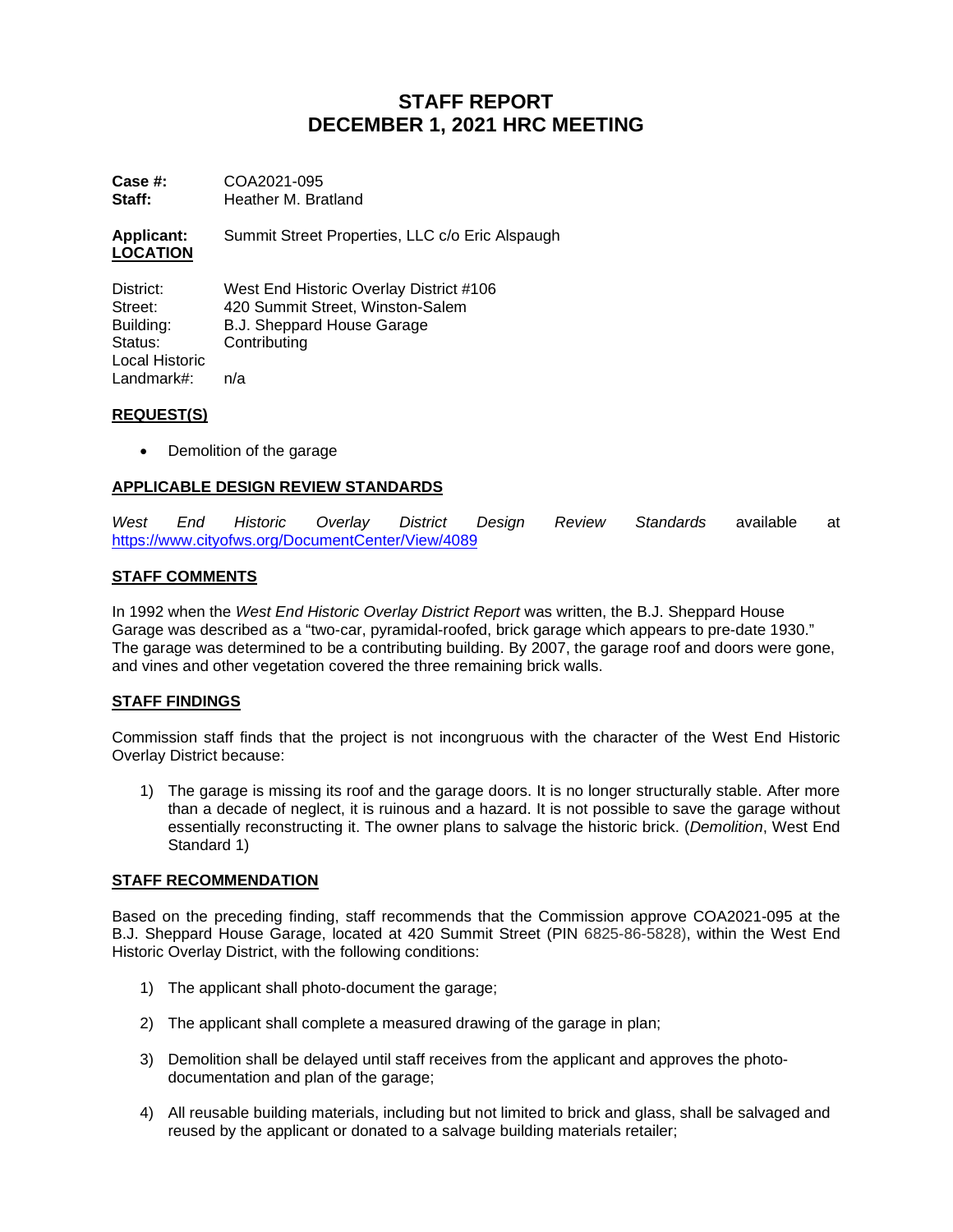# STAFF REPORT
# DECEMBER 1, 2021 HRC MEETING

**Case #:** COA2021-095
**Staff:** Heather M. Bratland

**Applicant:** Summit Street Properties, LLC c/o Eric Alspaugh

**LOCATION**

District: West End Historic Overlay District #106
Street: 420 Summit Street, Winston-Salem
Building: B.J. Sheppard House Garage
Status: Contributing
Local Historic Landmark#: n/a

**REQUEST(S)**

- Demolition of the garage

**APPLICABLE DESIGN REVIEW STANDARDS**

*West End Historic Overlay District Design Review Standards* available at https://www.cityofws.org/DocumentCenter/View/4089

**STAFF COMMENTS**

In 1992 when the *West End Historic Overlay District Report* was written, the B.J. Sheppard House Garage was described as a "two-car, pyramidal-roofed, brick garage which appears to pre-date 1930." The garage was determined to be a contributing building. By 2007, the garage roof and doors were gone, and vines and other vegetation covered the three remaining brick walls.

**STAFF FINDINGS**

Commission staff finds that the project is not incongruous with the character of the West End Historic Overlay District because:

1) The garage is missing its roof and the garage doors. It is no longer structurally stable. After more than a decade of neglect, it is ruinous and a hazard. It is not possible to save the garage without essentially reconstructing it. The owner plans to salvage the historic brick. (*Demolition*, West End Standard 1)

**STAFF RECOMMENDATION**

Based on the preceding finding, staff recommends that the Commission approve COA2021-095 at the B.J. Sheppard House Garage, located at 420 Summit Street (PIN 6825-86-5828), within the West End Historic Overlay District, with the following conditions:

1) The applicant shall photo-document the garage;

2) The applicant shall complete a measured drawing of the garage in plan;

3) Demolition shall be delayed until staff receives from the applicant and approves the photo-documentation and plan of the garage;

4) All reusable building materials, including but not limited to brick and glass, shall be salvaged and reused by the applicant or donated to a salvage building materials retailer;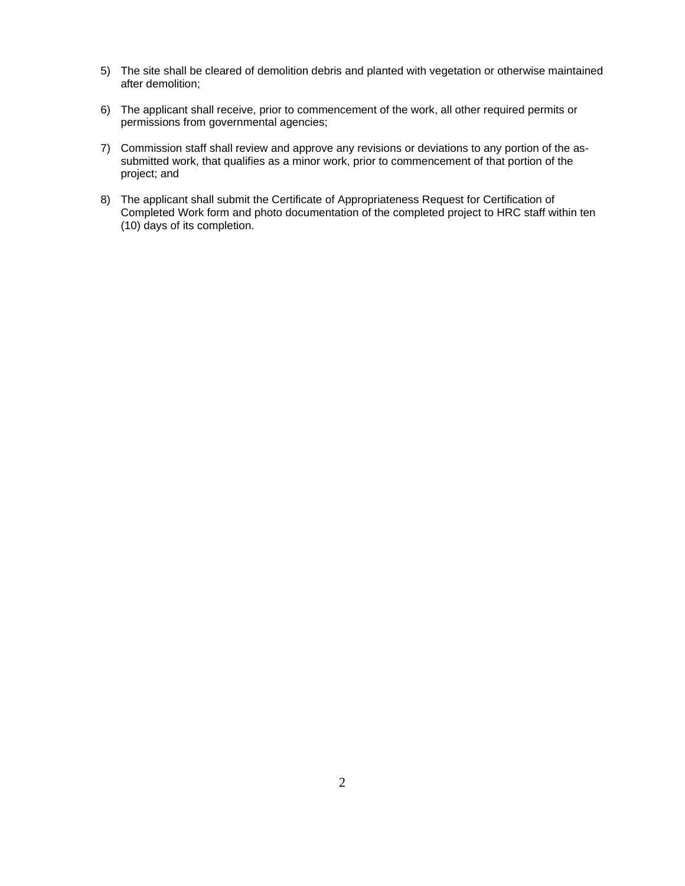5) The site shall be cleared of demolition debris and planted with vegetation or otherwise maintained after demolition;

6) The applicant shall receive, prior to commencement of the work, all other required permits or permissions from governmental agencies;

7) Commission staff shall review and approve any revisions or deviations to any portion of the as-submitted work, that qualifies as a minor work, prior to commencement of that portion of the project; and

8) The applicant shall submit the Certificate of Appropriateness Request for Certification of Completed Work form and photo documentation of the completed project to HRC staff within ten (10) days of its completion.